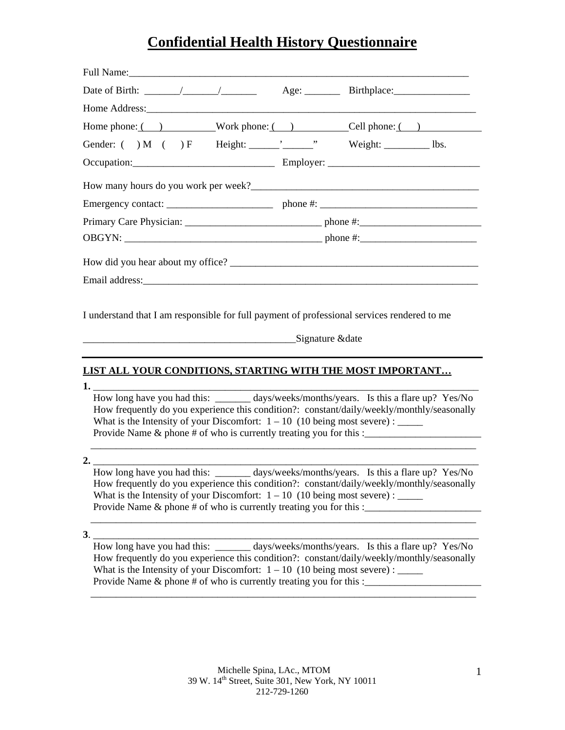# Confidential Health History Questionnaire

Full Name:_______________________________________________________________________

Date of Birth: _______/_______/_______ Age: _______ Birthplace:_______________

Home Address:_____________________________________________________________________

Home phone: ( ) Work phone: ( ) Cell phone: ( )

Gender: ( ) M ( ) F Height: ______’______” Weight: _________ lbs.

Occupation:____________________________ Employer: ______________________________

How many hours do you work per week?______________________________________________

Emergency contact: _____________________ phone #: _______________________________

Primary Care Physician: ___________________________ phone #:________________________

OBGYN: ________________________________________ phone #:_______________________

How did you hear about my office? ___________________________________________________

Email address:______________________________________________________________________

I understand that I am responsible for full payment of professional services rendered to me

___________________________________________Signature &date

---

**LIST ALL YOUR CONDITIONS, STARTING WITH THE MOST IMPORTANT…**

**1.** _______________________________________________________________________________

How long have you had this: _______ days/weeks/months/years. Is this a flare up? Yes/No
How frequently do you experience this condition?: constant/daily/weekly/monthly/seasonally
What is the Intensity of your Discomfort: 1 – 10 (10 being most severe) : _____
Provide Name & phone # of who is currently treating you for this :_______________________
_______________________________________________________________________________

**2.** _______________________________________________________________________________

How long have you had this: _______ days/weeks/months/years. Is this a flare up? Yes/No
How frequently do you experience this condition?: constant/daily/weekly/monthly/seasonally
What is the Intensity of your Discomfort: 1 – 10 (10 being most severe) : _____
Provide Name & phone # of who is currently treating you for this :_______________________
_______________________________________________________________________________

**3**. _______________________________________________________________________________

How long have you had this: _______ days/weeks/months/years. Is this a flare up? Yes/No
How frequently do you experience this condition?: constant/daily/weekly/monthly/seasonally
What is the Intensity of your Discomfort: 1 – 10 (10 being most severe) : _____
Provide Name & phone # of who is currently treating you for this :_______________________
_______________________________________________________________________________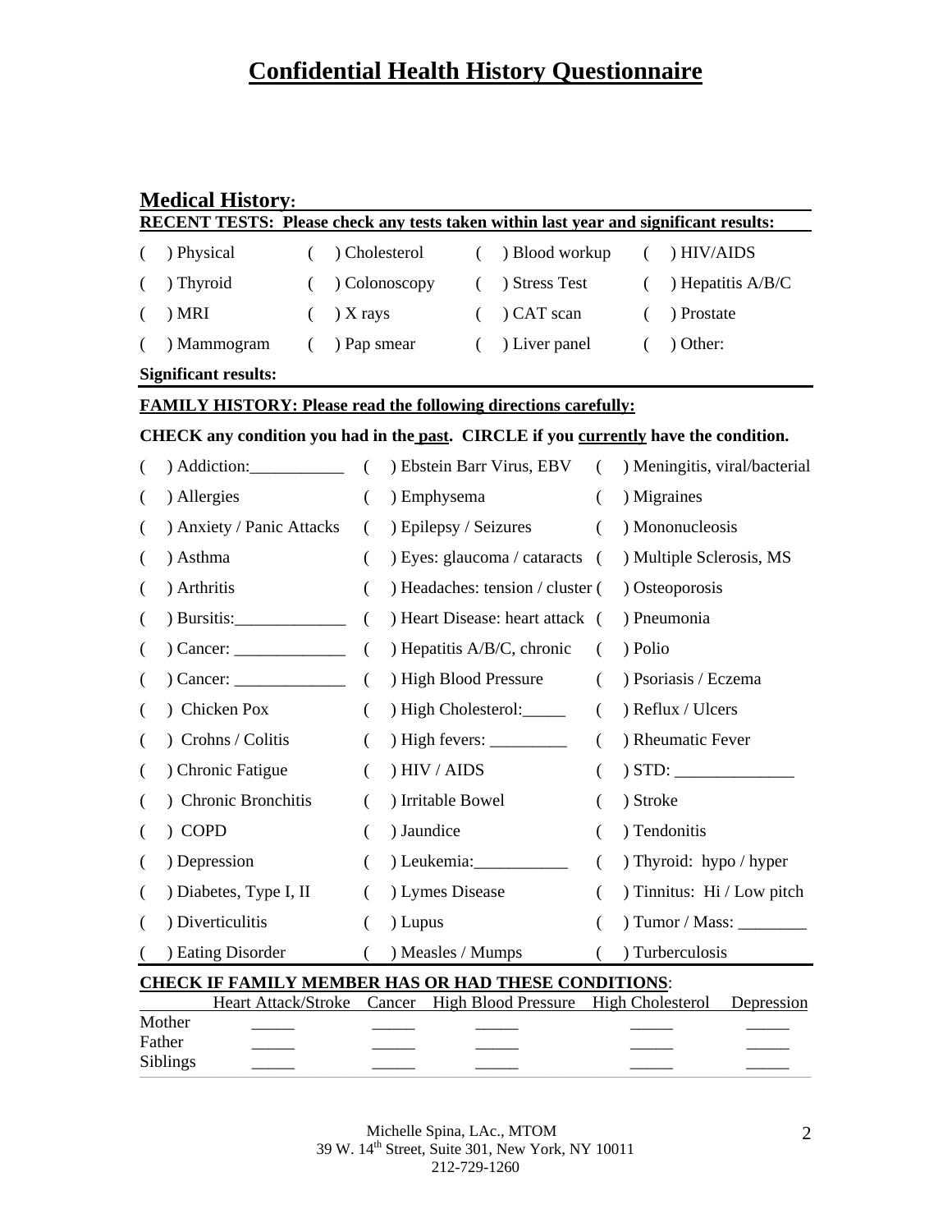# Confidential Health History Questionnaire

## Medical History:

**RECENT TESTS: Please check any tests taken within last year and significant results:**

|  |  |  |  |
|---|---|---|---|
| ( ) Physical | ( ) Cholesterol | ( ) Blood workup | ( ) HIV/AIDS |
| ( ) Thyroid | ( ) Colonoscopy | ( ) Stress Test | ( ) Hepatitis A/B/C |
| ( ) MRI | ( ) X rays | ( ) CAT scan | ( ) Prostate |
| ( ) Mammogram | ( ) Pap smear | ( ) Liver panel | ( ) Other: |

**Significant results:**

**FAMILY HISTORY: Please read the following directions carefully:**

**CHECK any condition you had in the past. CIRCLE if you currently have the condition.**

|  |  |  |
|---|---|---|
| ( ) Addiction:___________ | ( ) Ebstein Barr Virus, EBV | ( ) Meningitis, viral/bacterial |
| ( ) Allergies | ( ) Emphysema | ( ) Migraines |
| ( ) Anxiety / Panic Attacks | ( ) Epilepsy / Seizures | ( ) Mononucleosis |
| ( ) Asthma | ( ) Eyes: glaucoma / cataracts | ( ) Multiple Sclerosis, MS |
| ( ) Arthritis | ( ) Headaches: tension / cluster | ( ) Osteoporosis |
| ( ) Bursitis:_____________ | ( ) Heart Disease: heart attack | ( ) Pneumonia |
| ( ) Cancer: _____________ | ( ) Hepatitis A/B/C, chronic | ( ) Polio |
| ( ) Cancer: _____________ | ( ) High Blood Pressure | ( ) Psoriasis / Eczema |
| ( ) Chicken Pox | ( ) High Cholesterol:_____ | ( ) Reflux / Ulcers |
| ( ) Crohns / Colitis | ( ) High fevers: _________ | ( ) Rheumatic Fever |
| ( ) Chronic Fatigue | ( ) HIV / AIDS | ( ) STD: ______________ |
| ( ) Chronic Bronchitis | ( ) Irritable Bowel | ( ) Stroke |
| ( ) COPD | ( ) Jaundice | ( ) Tendonitis |
| ( ) Depression | ( ) Leukemia:___________ | ( ) Thyroid: hypo / hyper |
| ( ) Diabetes, Type I, II | ( ) Lymes Disease | ( ) Tinnitus: Hi / Low pitch |
| ( ) Diverticulitis | ( ) Lupus | ( ) Tumor / Mass: ________ |
| ( ) Eating Disorder | ( ) Measles / Mumps | ( ) Turberculosis |

**CHECK IF FAMILY MEMBER HAS OR HAD THESE CONDITIONS:**

|  | Heart Attack/Stroke | Cancer | High Blood Pressure | High Cholesterol | Depression |
|---|---|---|---|---|---|
| Mother | _____ | _____ | _____ | _____ | _____ |
| Father | _____ | _____ | _____ | _____ | _____ |
| Siblings | _____ | _____ | _____ | _____ | _____ |

Michelle Spina, LAc., MTOM
39 W. 14th Street, Suite 301, New York, NY 10011
212-729-1260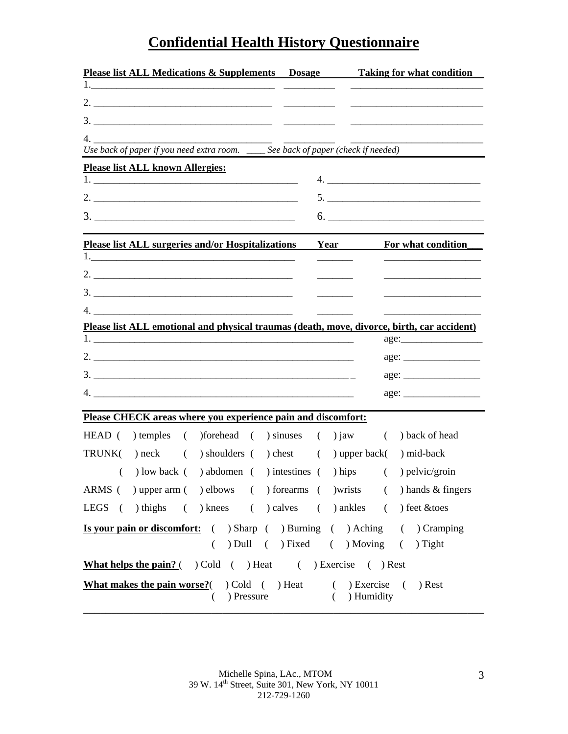# Confidential Health History Questionnaire

| Please list ALL Medications & Supplements | Dosage | Taking for what condition |
| --- | --- | --- |
| 1.___________________________________ | __________ | __________________________ |
| 2. __________________________________ | __________ | __________________________ |
| 3. __________________________________ | __________ | __________________________ |
| 4. __________________________________ | __________ | __________________________ |

*Use back of paper if you need extra room. ____ See back of paper (check if needed)*

**Please list ALL known Allergies:**

| | |
| --- | --- |
| 1. ________________________________________ | 4. ______________________________ |
| 2. ________________________________________ | 5. ______________________________ |
| 3. ______________________________________ | 6. _______________________________ |

| Please list ALL surgeries and/or Hospitalizations | Year | For what condition |
| --- | --- | --- |
| 1.________________________________________ | _______ | ___________________ |
| 2. _______________________________________ | _______ | ___________________ |
| 3. _______________________________________ | _______ | ___________________ |
| 4. _______________________________________ | _______ | ___________________ |

**Please list ALL emotional and physical traumas (death, move, divorce, birth, car accident)**

| | |
| --- | --- |
| 1. ______________________________________________________ | age:________________ |
| 2. ______________________________________________________ | age: _______________ |
| 3. ______________________________________________________ _ | age: _______________ |
| 4. ______________________________________________________ | age: _______________ |

**Please CHECK areas where you experience pain and discomfort:**

HEAD ( ) temples ( )forehead ( ) sinuses ( ) jaw ( ) back of head

TRUNK( ) neck ( ) shoulders ( ) chest ( ) upper back( ) mid-back

( ) low back ( ) abdomen ( ) intestines ( ) hips ( ) pelvic/groin

ARMS ( ) upper arm ( ) elbows ( ) forearms ( )wrists ( ) hands & fingers

LEGS ( ) thighs ( ) knees ( ) calves ( ) ankles ( ) feet &toes

**Is your pain or discomfort:** ( ) Sharp ( ) Burning ( ) Aching ( ) Cramping ( ) Dull ( ) Fixed ( ) Moving ( ) Tight

**What helps the pain?** ( ) Cold ( ) Heat ( ) Exercise ( ) Rest

**What makes the pain worse?**( ) Cold ( ) Heat ( ) Exercise ( ) Rest ( ) Pressure ( ) Humidity

Michelle Spina, LAc., MTOM
39 W. 14th Street, Suite 301, New York, NY 10011
212-729-1260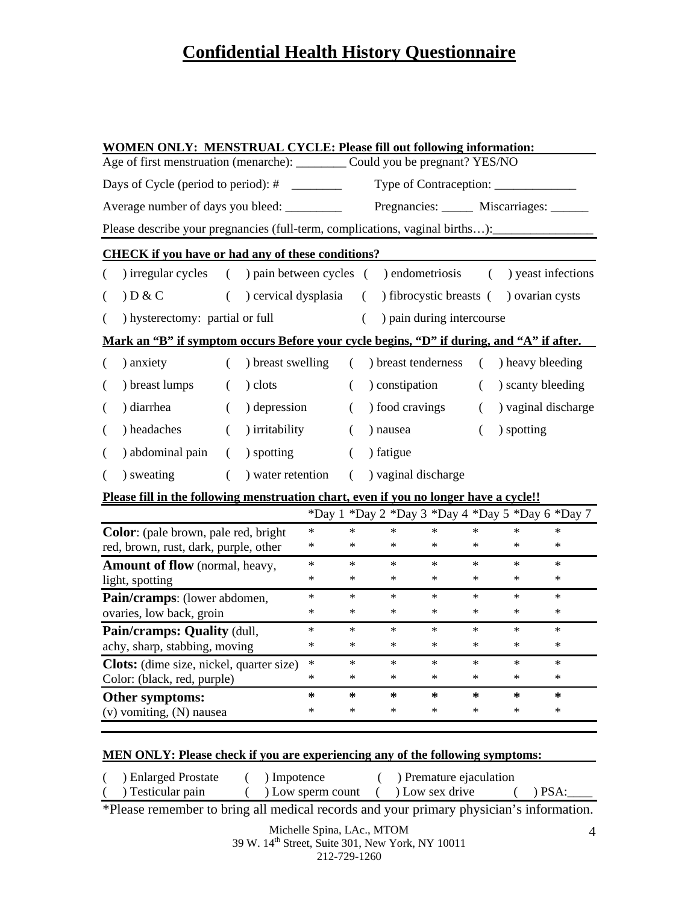# Confidential Health History Questionnaire

**WOMEN ONLY: MENSTRUAL CYCLE: Please fill out following information:**

Age of first menstruation (menarche): ________ Could you be pregnant? YES/NO

Days of Cycle (period to period): # ________ Type of Contraception: _____________

Average number of days you bleed: _________ Pregnancies: _____ Miscarriages: ______

Please describe your pregnancies (full-term, complications, vaginal births…):________________

**CHECK if you have or had any of these conditions?**

( ) irregular cycles ( ) pain between cycles ( ) endometriosis ( ) yeast infections

( ) D & C ( ) cervical dysplasia ( ) fibrocystic breasts ( ) ovarian cysts

( ) hysterectomy: partial or full ( ) pain during intercourse

**Mark an "B" if symptom occurs Before your cycle begins, "D" if during, and "A" if after.**

( ) anxiety ( ) breast swelling ( ) breast tenderness ( ) heavy bleeding

( ) breast lumps ( ) clots ( ) constipation ( ) scanty bleeding

( ) diarrhea ( ) depression ( ) food cravings ( ) vaginal discharge

( ) headaches ( ) irritability ( ) nausea ( ) spotting

( ) abdominal pain ( ) spotting ( ) fatigue

( ) sweating ( ) water retention ( ) vaginal discharge

**Please fill in the following menstruation chart, even if you no longer have a cycle!!**

| | *Day 1 | *Day 2 | *Day 3 | *Day 4 | *Day 5 | *Day 6 | *Day 7 |
|---|---|---|---|---|---|---|---|
| **Color**: (pale brown, pale red, bright red, brown, rust, dark, purple, other | * * | * * | * * | * * | * * | * * | * * |
| **Amount of flow** (normal, heavy, light, spotting | * * | * * | * * | * * | * * | * * | * * |
| **Pain/cramps**: (lower abdomen, ovaries, low back, groin | * * | * * | * * | * * | * * | * * | * * |
| **Pain/cramps: Quality** (dull, achy, sharp, stabbing, moving | * * | * * | * * | * * | * * | * * | * * |
| **Clots:** (dime size, nickel, quarter size) Color: (black, red, purple) | * * | * * | * * | * * | * * | * * | * * |
| **Other symptoms:** (v) vomiting, (N) nausea | * * | * * | * * | * * | * * | * * | * * |

**MEN ONLY: Please check if you are experiencing any of the following symptoms:**

( ) Enlarged Prostate ( ) Impotence ( ) Premature ejaculation
( ) Testicular pain ( ) Low sperm count ( ) Low sex drive ( ) PSA:____

*Please remember to bring all medical records and your primary physician's information.

Michelle Spina, LAc., MTOM
39 W. 14th Street, Suite 301, New York, NY 10011
212-729-1260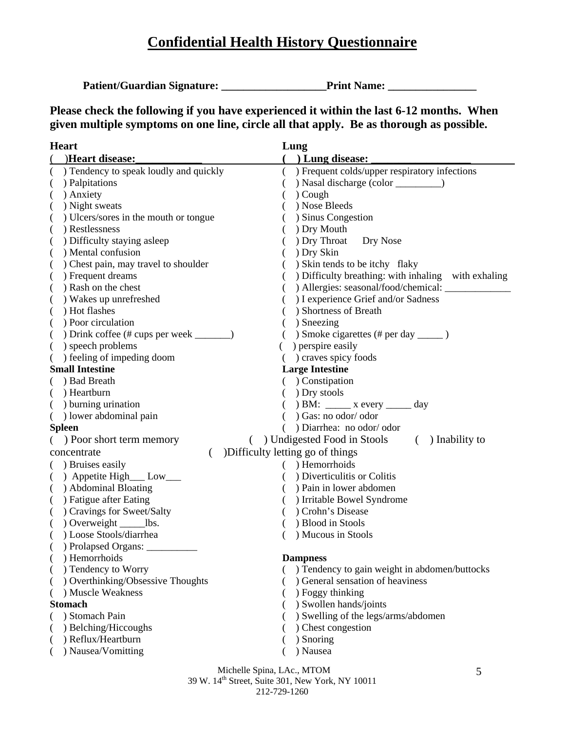# Confidential Health History Questionnaire

**Patient/Guardian Signature: ___________________Print Name: ________________**

**Please check the following if you have experienced it within the last 6-12 months. When given multiple symptoms on one line, circle all that apply. Be as thorough as possible.**

**Heart**

( )**Heart disease:____________**

- ( ) Tendency to speak loudly and quickly
- ( ) Palpitations
- ( ) Anxiety
- ( ) Night sweats
- ( ) Ulcers/sores in the mouth or tongue
- ( ) Restlessness
- ( ) Difficulty staying asleep
- ( ) Mental confusion
- ( ) Chest pain, may travel to shoulder
- ( ) Frequent dreams
- ( ) Rash on the chest
- ( ) Wakes up unrefreshed
- ( ) Hot flashes
- ( ) Poor circulation
- ( ) Drink coffee (# cups per week _______)
- ( ) speech problems
- ( ) feeling of impeding doom

**Lung**

( ) **Lung disease: __________________**

- ( ) Frequent colds/upper respiratory infections
- ( ) Nasal discharge (color _________)
- ( ) Cough
- ( ) Nose Bleeds
- ( ) Sinus Congestion
- ( ) Dry Mouth
- ( ) Dry Throat Dry Nose
- ( ) Dry Skin
- ( ) Skin tends to be itchy flaky
- ( ) Difficulty breathing: with inhaling with exhaling
- ( ) Allergies: seasonal/food/chemical: _____________
- ( ) I experience Grief and/or Sadness
- ( ) Shortness of Breath
- ( ) Sneezing
- ( ) Smoke cigarettes (# per day _____ )
- ( ) perspire easily
- ( ) craves spicy foods

**Small Intestine**

- ( ) Bad Breath
- ( ) Heartburn
- ( ) burning urination
- ( ) lower abdominal pain

**Large Intestine**

- ( ) Constipation
- ( ) Dry stools
- ( ) BM: _____ x every _____ day
- ( ) Gas: no odor/ odor
- ( ) Diarrhea: no odor/ odor
- ( ) Undigested Food in Stools
- ( ) Difficulty letting go of things
- ( ) Hemorrhoids
- ( ) Diverticulitis or Colitis
- ( ) Pain in lower abdomen
- ( ) Irritable Bowel Syndrome
- ( ) Crohn's Disease
- ( ) Blood in Stools
- ( ) Mucous in Stools

**Spleen**

- ( ) Poor short term memory
- ( ) Inability to concentrate
- ( ) Bruises easily
- ( ) Appetite High___ Low___
- ( ) Abdominal Bloating
- ( ) Fatigue after Eating
- ( ) Cravings for Sweet/Salty
- ( ) Overweight _____lbs.
- ( ) Loose Stools/diarrhea
- ( ) Prolapsed Organs: __________
- ( ) Hemorrhoids
- ( ) Tendency to Worry
- ( ) Overthinking/Obsessive Thoughts
- ( ) Muscle Weakness

**Stomach**

- ( ) Stomach Pain
- ( ) Belching/Hiccoughs
- ( ) Reflux/Heartburn
- ( ) Nausea/Vomitting

**Dampness**

- ( ) Tendency to gain weight in abdomen/buttocks
- ( ) General sensation of heaviness
- ( ) Foggy thinking
- ( ) Swollen hands/joints
- ( ) Swelling of the legs/arms/abdomen
- ( ) Chest congestion
- ( ) Snoring
- ( ) Nausea

Michelle Spina, LAc., MTOM
39 W. 14th Street, Suite 301, New York, NY 10011
212-729-1260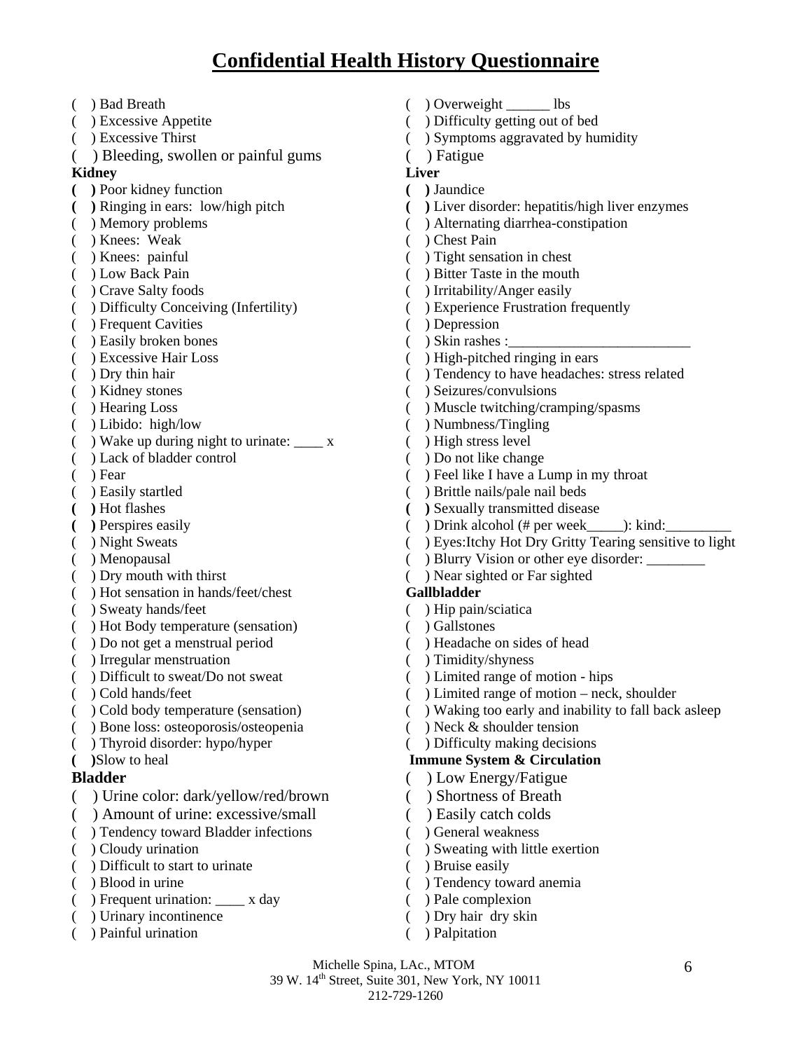# Confidential Health History Questionnaire

( ) Bad Breath
( ) Excessive Appetite
( ) Excessive Thirst
( ) Bleeding, swollen or painful gums

**Kidney**

( ) Poor kidney function
( ) Ringing in ears: low/high pitch
( ) Memory problems
( ) Knees: Weak
( ) Knees: painful
( ) Low Back Pain
( ) Crave Salty foods
( ) Difficulty Conceiving (Infertility)
( ) Frequent Cavities
( ) Easily broken bones
( ) Excessive Hair Loss
( ) Dry thin hair
( ) Kidney stones
( ) Hearing Loss
( ) Libido: high/low
( ) Wake up during night to urinate: ____ x
( ) Lack of bladder control
( ) Fear
( ) Easily startled
( ) Hot flashes
( ) Perspires easily
( ) Night Sweats
( ) Menopausal
( ) Dry mouth with thirst
( ) Hot sensation in hands/feet/chest
( ) Sweaty hands/feet
( ) Hot Body temperature (sensation)
( ) Do not get a menstrual period
( ) Irregular menstruation
( ) Difficult to sweat/Do not sweat
( ) Cold hands/feet
( ) Cold body temperature (sensation)
( ) Bone loss: osteoporosis/osteopenia
( ) Thyroid disorder: hypo/hyper
( ) Slow to heal

**Bladder**

( ) Urine color: dark/yellow/red/brown
( ) Amount of urine: excessive/small
( ) Tendency toward Bladder infections
( ) Cloudy urination
( ) Difficult to start to urinate
( ) Blood in urine
( ) Frequent urination: ____ x day
( ) Urinary incontinence
( ) Painful urination

( ) Overweight ______ lbs
( ) Difficulty getting out of bed
( ) Symptoms aggravated by humidity
( ) Fatigue

**Liver**

( ) Jaundice
( ) Liver disorder: hepatitis/high liver enzymes
( ) Alternating diarrhea-constipation
( ) Chest Pain
( ) Tight sensation in chest
( ) Bitter Taste in the mouth
( ) Irritability/Anger easily
( ) Experience Frustration frequently
( ) Depression
( ) Skin rashes :_________________________
( ) High-pitched ringing in ears
( ) Tendency to have headaches: stress related
( ) Seizures/convulsions
( ) Muscle twitching/cramping/spasms
( ) Numbness/Tingling
( ) High stress level
( ) Do not like change
( ) Feel like I have a Lump in my throat
( ) Brittle nails/pale nail beds
( ) Sexually transmitted disease
( ) Drink alcohol (# per week_____): kind:_________
( ) Eyes:Itchy Hot Dry Gritty Tearing sensitive to light
( ) Blurry Vision or other eye disorder: ________
( ) Near sighted or Far sighted

**Gallbladder**

( ) Hip pain/sciatica
( ) Gallstones
( ) Headache on sides of head
( ) Timidity/shyness
( ) Limited range of motion - hips
( ) Limited range of motion – neck, shoulder
( ) Waking too early and inability to fall back asleep
( ) Neck & shoulder tension
( ) Difficulty making decisions

**Immune System & Circulation**

( ) Low Energy/Fatigue
( ) Shortness of Breath
( ) Easily catch colds
( ) General weakness
( ) Sweating with little exertion
( ) Bruise easily
( ) Tendency toward anemia
( ) Pale complexion
( ) Dry hair dry skin
( ) Palpitation

Michelle Spina, LAc., MTOM
39 W. 14th Street, Suite 301, New York, NY 10011
212-729-1260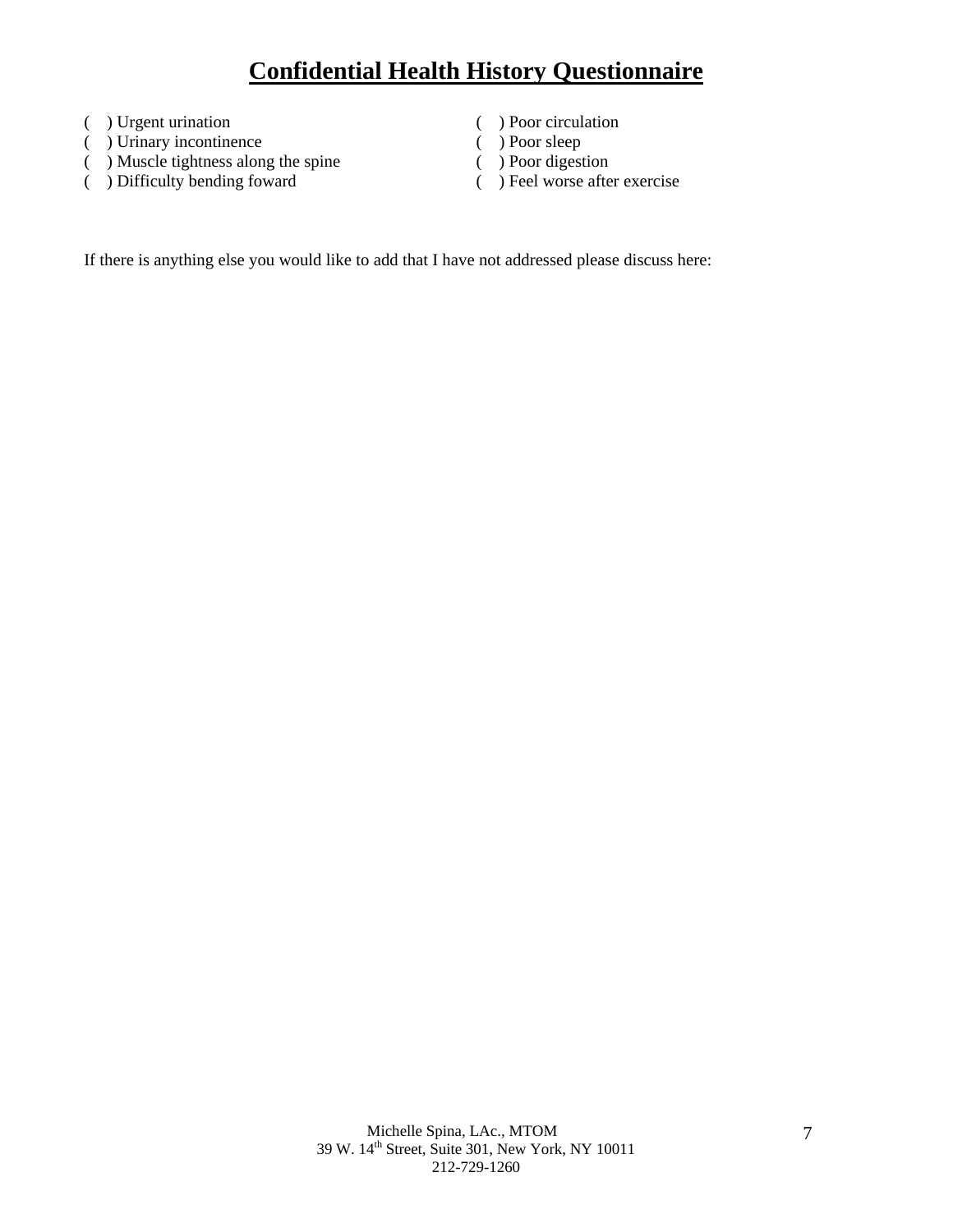# Confidential Health History Questionnaire

( ) Urgent urination
( ) Urinary incontinence
( ) Muscle tightness along the spine
( ) Difficulty bending foward
( ) Poor circulation
( ) Poor sleep
( ) Poor digestion
( ) Feel worse after exercise

If there is anything else you would like to add that I have not addressed please discuss here:

Michelle Spina, LAc., MTOM
39 W. 14th Street, Suite 301, New York, NY 10011
212-729-1260